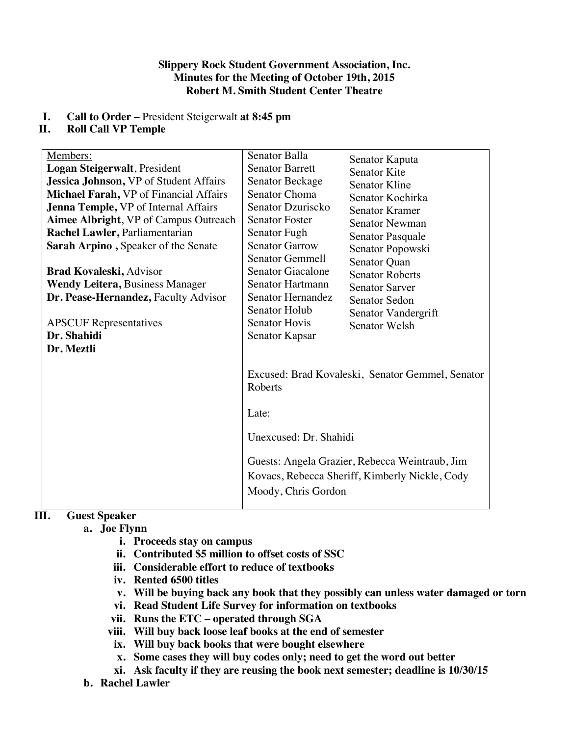**Slippery Rock Student Government Association, Inc.**
**Minutes for the Meeting of October 19th, 2015**
**Robert M. Smith Student Center Theatre**

I. **Call to Order –** President Steigerwalt **at 8:45 pm**
II. **Roll Call VP Temple**

| | | |
|---|---|---|
| Members:<br>**Logan Steigerwalt**, President<br>**Jessica Johnson,** VP of Student Affairs<br>**Michael Farah,** VP of Financial Affairs<br>**Jenna Temple,** VP of Internal Affairs<br>**Aimee Albright**, VP of Campus Outreach<br>**Rachel Lawler,** Parliamentarian<br>**Sarah Arpino ,** Speaker of the Senate<br><br>**Brad Kovaleski,** Advisor<br>**Wendy Leitera,** Business Manager<br>**Dr. Pease-Hernandez,** Faculty Advisor<br><br>APSCUF Representatives<br>**Dr. Shahidi**<br>**Dr. Meztli** | Senator Balla<br>Senator Barrett<br>Senator Beckage<br>Senator Choma<br>Senator Dzuriscko<br>Senator Foster<br>Senator Fugh<br>Senator Garrow<br>Senator Gemmell<br>Senator Giacalone<br>Senator Hartmann<br>Senator Hernandez<br>Senator Holub<br>Senator Hovis<br>Senator Kapsar | Senator Kaputa<br>Senator Kite<br>Senator Kline<br>Senator Kochirka<br>Senator Kramer<br>Senator Newman<br>Senator Pasquale<br>Senator Popowski<br>Senator Quan<br>Senator Roberts<br>Senator Sarver<br>Senator Sedon<br>Senator Vandergrift<br>Senator Welsh |
| | Excused: Brad Kovaleski, Senator Gemmel, Senator Roberts<br><br>Late:<br><br>Unexcused: Dr. Shahidi<br><br>Guests: Angela Grazier, Rebecca Weintraub, Jim Kovacs, Rebecca Sheriff, Kimberly Nickle, Cody Moody, Chris Gordon | |

III. **Guest Speaker**
  a. **Joe Flynn**
    i. **Proceeds stay on campus**
    ii. **Contributed $5 million to offset costs of SSC**
    iii. **Considerable effort to reduce of textbooks**
    iv. **Rented 6500 titles**
    v. **Will be buying back any book that they possibly can unless water damaged or torn**
    vi. **Read Student Life Survey for information on textbooks**
    vii. **Runs the ETC – operated through SGA**
    viii. **Will buy back loose leaf books at the end of semester**
    ix. **Will buy back books that were bought elsewhere**
    x. **Some cases they will buy codes only; need to get the word out better**
    xi. **Ask faculty if they are reusing the book next semester; deadline is 10/30/15**
  b. **Rachel Lawler**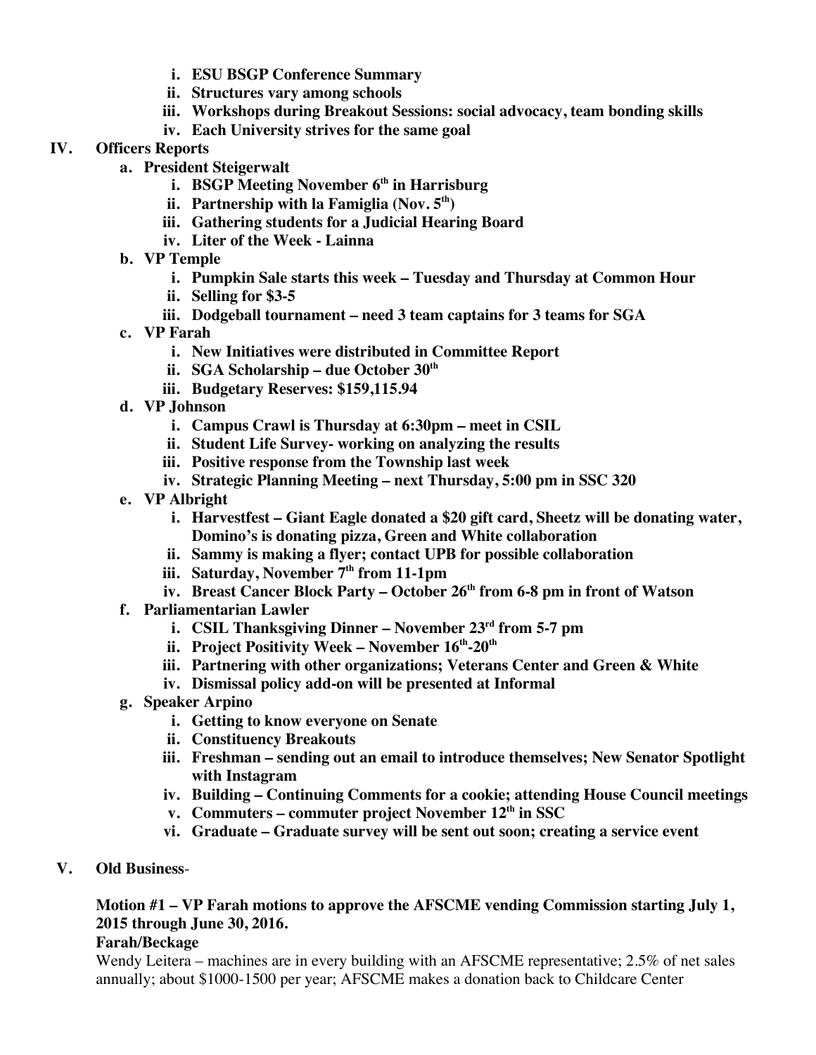i. **ESU BSGP Conference Summary**
   ii. **Structures vary among schools**
   iii. **Workshops during Breakout Sessions: social advocacy, team bonding skills**
   iv. **Each University strives for the same goal**

**IV. Officers Reports**

- **a. President Steigerwalt**
  - **i. BSGP Meeting November 6th in Harrisburg**
  - **ii. Partnership with la Famiglia (Nov. 5th)**
  - **iii. Gathering students for a Judicial Hearing Board**
  - **iv. Liter of the Week - Lainna**
- **b. VP Temple**
  - **i. Pumpkin Sale starts this week – Tuesday and Thursday at Common Hour**
  - **ii. Selling for $3-5**
  - **iii. Dodgeball tournament – need 3 team captains for 3 teams for SGA**
- **c. VP Farah**
  - **i. New Initiatives were distributed in Committee Report**
  - **ii. SGA Scholarship – due October 30th**
  - **iii. Budgetary Reserves: $159,115.94**
- **d. VP Johnson**
  - **i. Campus Crawl is Thursday at 6:30pm – meet in CSIL**
  - **ii. Student Life Survey- working on analyzing the results**
  - **iii. Positive response from the Township last week**
  - **iv. Strategic Planning Meeting – next Thursday, 5:00 pm in SSC 320**
- **e. VP Albright**
  - **i. Harvestfest – Giant Eagle donated a $20 gift card, Sheetz will be donating water, Domino's is donating pizza, Green and White collaboration**
  - **ii. Sammy is making a flyer; contact UPB for possible collaboration**
  - **iii. Saturday, November 7th from 11-1pm**
  - **iv. Breast Cancer Block Party – October 26th from 6-8 pm in front of Watson**
- **f. Parliamentarian Lawler**
  - **i. CSIL Thanksgiving Dinner – November 23rd from 5-7 pm**
  - **ii. Project Positivity Week – November 16th-20th**
  - **iii. Partnering with other organizations; Veterans Center and Green & White**
  - **iv. Dismissal policy add-on will be presented at Informal**
- **g. Speaker Arpino**
  - **i. Getting to know everyone on Senate**
  - **ii. Constituency Breakouts**
  - **iii. Freshman – sending out an email to introduce themselves; New Senator Spotlight with Instagram**
  - **iv. Building – Continuing Comments for a cookie; attending House Council meetings**
  - **v. Commuters – commuter project November 12th in SSC**
  - **vi. Graduate – Graduate survey will be sent out soon; creating a service event**

**V. Old Business**-

**Motion #1 – VP Farah motions to approve the AFSCME vending Commission starting July 1, 2015 through June 30, 2016.**
**Farah/Beckage**
Wendy Leitera – machines are in every building with an AFSCME representative; 2.5% of net sales annually; about $1000-1500 per year; AFSCME makes a donation back to Childcare Center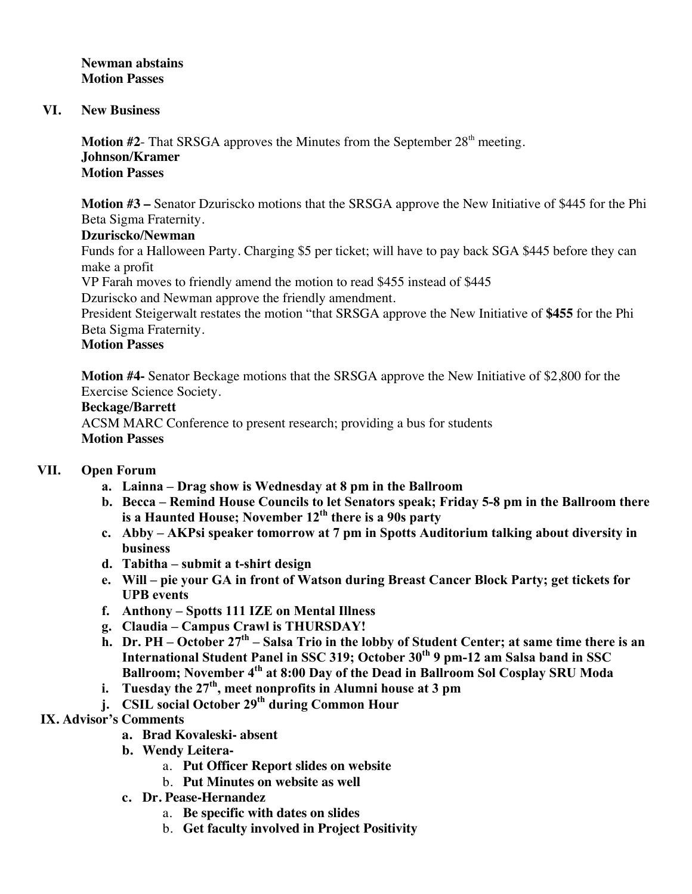**Newman abstains**
**Motion Passes**

## VI. New Business

**Motion #2**- That SRSGA approves the Minutes from the September 28th meeting.
**Johnson/Kramer**
**Motion Passes**

**Motion #3 –** Senator Dzuriscko motions that the SRSGA approve the New Initiative of $445 for the Phi Beta Sigma Fraternity.
**Dzuriscko/Newman**
Funds for a Halloween Party. Charging $5 per ticket; will have to pay back SGA $445 before they can make a profit
VP Farah moves to friendly amend the motion to read $455 instead of $445
Dzuriscko and Newman approve the friendly amendment.
President Steigerwalt restates the motion "that SRSGA approve the New Initiative of **$455** for the Phi Beta Sigma Fraternity.
**Motion Passes**

**Motion #4-** Senator Beckage motions that the SRSGA approve the New Initiative of $2,800 for the Exercise Science Society.
**Beckage/Barrett**
ACSM MARC Conference to present research; providing a bus for students
**Motion Passes**

## VII. Open Forum

a. **Lainna – Drag show is Wednesday at 8 pm in the Ballroom**
b. **Becca – Remind House Councils to let Senators speak; Friday 5-8 pm in the Ballroom there is a Haunted House; November 12th there is a 90s party**
c. **Abby – AKPsi speaker tomorrow at 7 pm in Spotts Auditorium talking about diversity in business**
d. **Tabitha – submit a t-shirt design**
e. **Will – pie your GA in front of Watson during Breast Cancer Block Party; get tickets for UPB events**
f. **Anthony – Spotts 111 IZE on Mental Illness**
g. **Claudia – Campus Crawl is THURSDAY!**
h. **Dr. PH – October 27th – Salsa Trio in the lobby of Student Center; at same time there is an International Student Panel in SSC 319; October 30th 9 pm-12 am Salsa band in SSC Ballroom; November 4th at 8:00 Day of the Dead in Ballroom Sol Cosplay SRU Moda**
i. **Tuesday the 27th, meet nonprofits in Alumni house at 3 pm**
j. **CSIL social October 29th during Common Hour**

## IX. Advisor's Comments

a. **Brad Kovaleski- absent**
b. **Wendy Leitera-**
   a. **Put Officer Report slides on website**
   b. **Put Minutes on website as well**
c. **Dr. Pease-Hernandez**
   a. **Be specific with dates on slides**
   b. **Get faculty involved in Project Positivity**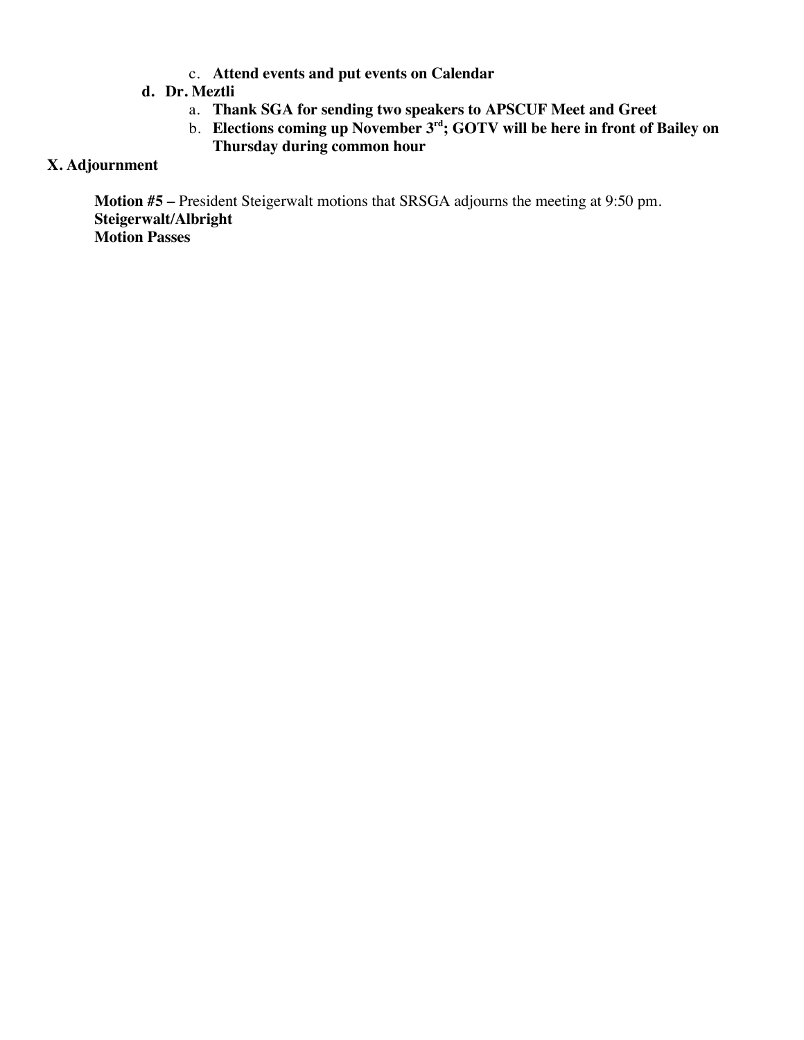c. **Attend events and put events on Calendar**

   d. **Dr. Meztli**

      a. **Thank SGA for sending two speakers to APSCUF Meet and Greet**

      b. **Elections coming up November 3rd; GOTV will be here in front of Bailey on Thursday during common hour**

## X. Adjournment

**Motion #5 –** President Steigerwalt motions that SRSGA adjourns the meeting at 9:50 pm.
**Steigerwalt/Albright**
**Motion Passes**